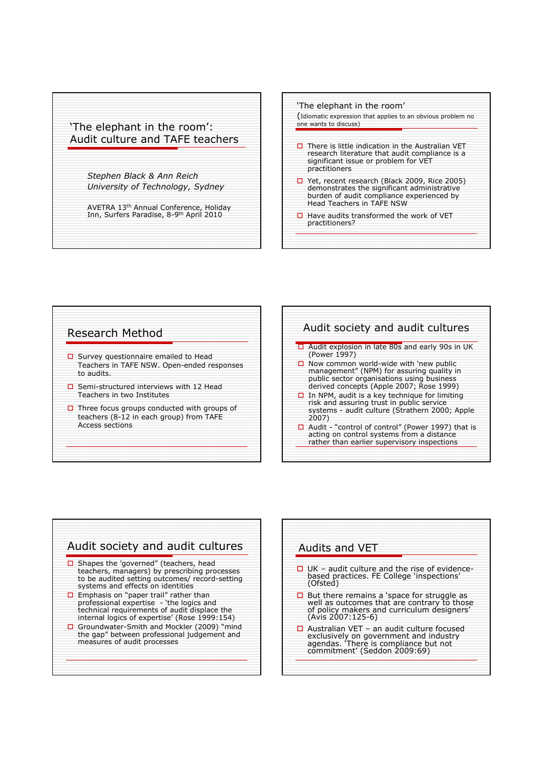# 'The elephant in the room': Audit culture and TAFE teachers

*Stephen Black & Ann Reich*
*University of Technology, Sydney*

AVETRA 13th Annual Conference, Holiday Inn, Surfers Paradise, 8-9th April 2010

## 'The elephant in the room'

(Idiomatic expression that applies to an obvious problem no one wants to discuss)

- There is little indication in the Australian VET research literature that audit compliance is a significant issue or problem for VET practitioners
- Yet, recent research (Black 2009, Rice 2005) demonstrates the significant administrative burden of audit compliance experienced by Head Teachers in TAFE NSW
- Have audits transformed the work of VET practitioners?

## Research Method

- Survey questionnaire emailed to Head Teachers in TAFE NSW. Open-ended responses to audits.
- Semi-structured interviews with 12 Head Teachers in two Institutes
- Three focus groups conducted with groups of teachers (8-12 in each group) from TAFE Access sections

## Audit society and audit cultures

- Audit explosion in late 80s and early 90s in UK (Power 1997)
- Now common world-wide with 'new public management" (NPM) for assuring quality in public sector organisations using business derived concepts (Apple 2007; Rose 1999)
- In NPM, audit is a key technique for limiting risk and assuring trust in public service systems - audit culture (Strathern 2000; Apple 2007)
- Audit - "control of control" (Power 1997) that is acting on control systems from a distance rather than earlier supervisory inspections

## Audit society and audit cultures

- Shapes the 'governed" (teachers, head teachers, managers) by prescribing processes to be audited setting outcomes/ record-setting systems and effects on identities
- Emphasis on "paper trail" rather than professional expertise - 'the logics and technical requirements of audit displace the internal logics of expertise' (Rose 1999:154)
- Groundwater-Smith and Mockler (2009) "mind the gap" between professional judgement and measures of audit processes

## Audits and VET

- UK – audit culture and the rise of evidence-based practices. FE College 'inspections' (Ofsted)
- But there remains a 'space for struggle as well as outcomes that are contrary to those of policy makers and curriculum designers' (Avis 2007:125-6)
- Australian VET – an audit culture focused exclusively on government and industry agendas. 'There is compliance but not commitment' (Seddon 2009:69)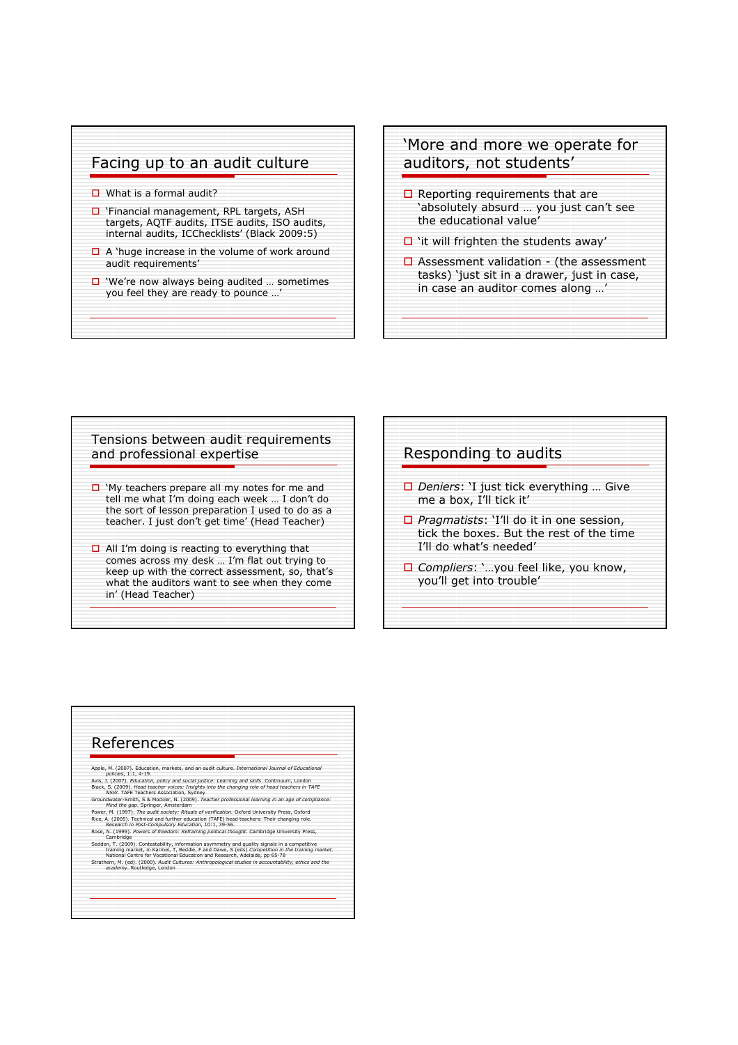## Facing up to an audit culture

- What is a formal audit?
- 'Financial management, RPL targets, ASH targets, AQTF audits, ITSE audits, ISO audits, internal audits, ICChecklists' (Black 2009:5)
- A 'huge increase in the volume of work around audit requirements'
- 'We're now always being audited … sometimes you feel they are ready to pounce …'

## 'More and more we operate for auditors, not students'

- Reporting requirements that are 'absolutely absurd … you just can't see the educational value'
- 'it will frighten the students away'
- Assessment validation - (the assessment tasks) 'just sit in a drawer, just in case, in case an auditor comes along …'

## Tensions between audit requirements and professional expertise

- 'My teachers prepare all my notes for me and tell me what I'm doing each week … I don't do the sort of lesson preparation I used to do as a teacher. I just don't get time' (Head Teacher)
- All I'm doing is reacting to everything that comes across my desk … I'm flat out trying to keep up with the correct assessment, so, that's what the auditors want to see when they come in' (Head Teacher)

## Responding to audits

- *Deniers*: 'I just tick everything … Give me a box, I'll tick it'
- *Pragmatists*: 'I'll do it in one session, tick the boxes. But the rest of the time I'll do what's needed'
- *Compliers*: '…you feel like, you know, you'll get into trouble'

## References

Apple, M. (2007). Education, markets, and an audit culture. *International Journal of Educational policies*, 1:1, 4-19.

Avis, J. (2007). *Education, policy and social justice: Learning and skills*. Continuum, London

Black, S. (2009). *Head teacher voices: Insights into the changing role of head teachers in TAFE NSW*. TAFE Teachers Association, Sydney

Groundwater-Smith, S & Mockler, N. (2009). *Teacher professional learning in an age of compliance: Mind the gap*. Springer, Amsterdam

Power, M. (1997). *The audit society: Rituals of verification*. Oxford University Press, Oxford

Rice, A. (2005). Technical and further education (TAFE) head teachers: Their changing role. *Research in Post-Compulsory Education*, 10:1, 39-56.

Rose, N. (1999). *Powers of freedom: Reframing political thought*. Cambridge University Press, Cambridge

Seddon, T. (2009). Contestability, information asymmetry and quality signals in a competitive training market, in Karmel, T, Beddie, F and Dawe, S (eds) *Competition in the training market*. National Centre for Vocational Education and Research, Adelaide, pp 65-78

Strathern, M. (ed). (2000). *Audit Cultures: Anthropological studies in accountability, ethics and the academy*. Routledge, London